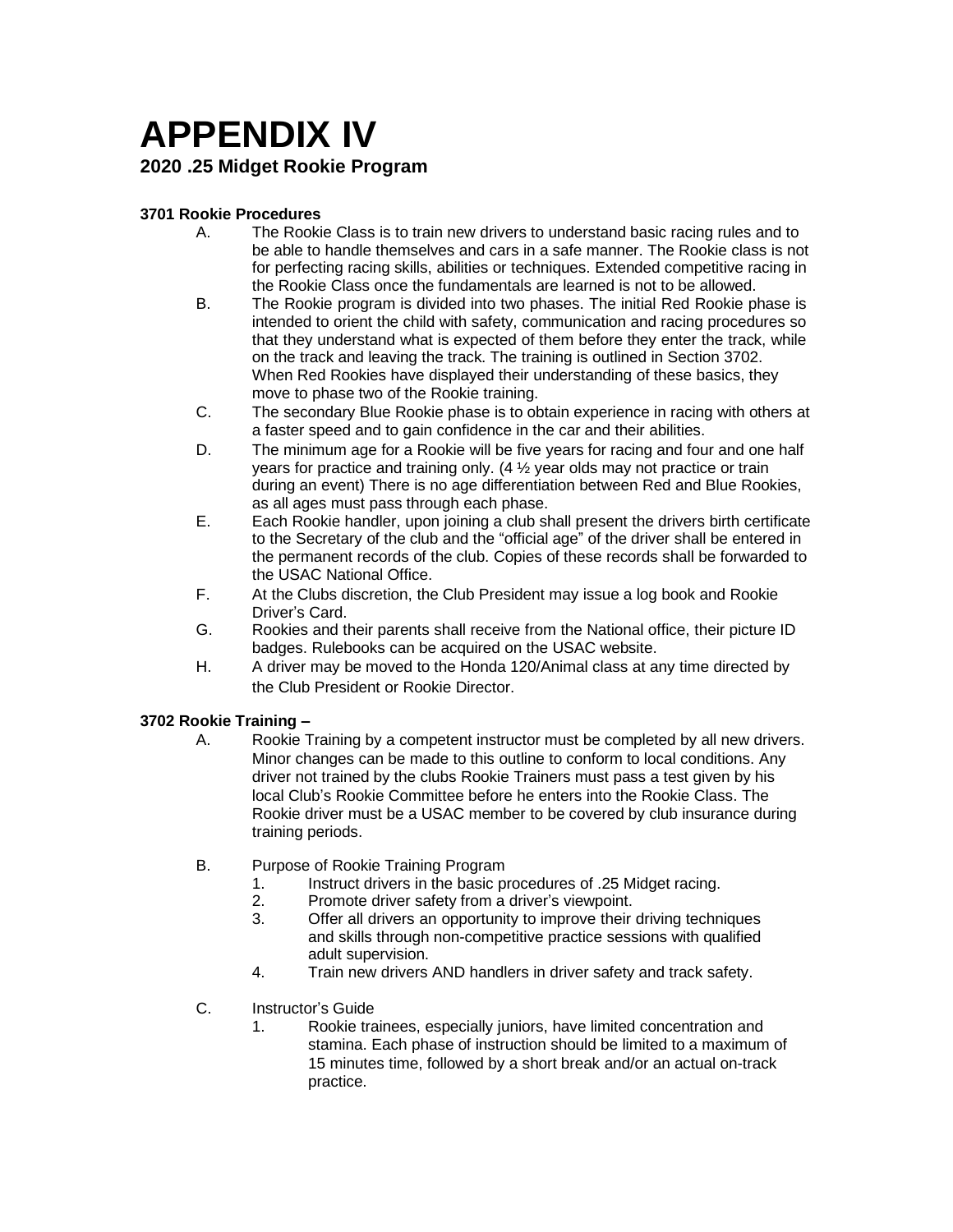# APPENDIX IV

## 2020 .25 Midget Rookie Program

### 3701 Rookie Procedures

A. The Rookie Class is to train new drivers to understand basic racing rules and to be able to handle themselves and cars in a safe manner. The Rookie class is not for perfecting racing skills, abilities or techniques. Extended competitive racing in the Rookie Class once the fundamentals are learned is not to be allowed.

B. The Rookie program is divided into two phases. The initial Red Rookie phase is intended to orient the child with safety, communication and racing procedures so that they understand what is expected of them before they enter the track, while on the track and leaving the track. The training is outlined in Section 3702. When Red Rookies have displayed their understanding of these basics, they move to phase two of the Rookie training.

C. The secondary Blue Rookie phase is to obtain experience in racing with others at a faster speed and to gain confidence in the car and their abilities.

D. The minimum age for a Rookie will be five years for racing and four and one half years for practice and training only. (4 ½ year olds may not practice or train during an event) There is no age differentiation between Red and Blue Rookies, as all ages must pass through each phase.

E. Each Rookie handler, upon joining a club shall present the drivers birth certificate to the Secretary of the club and the "official age" of the driver shall be entered in the permanent records of the club. Copies of these records shall be forwarded to the USAC National Office.

F. At the Clubs discretion, the Club President may issue a log book and Rookie Driver's Card.

G. Rookies and their parents shall receive from the National office, their picture ID badges. Rulebooks can be acquired on the USAC website.

H. A driver may be moved to the Honda 120/Animal class at any time directed by the Club President or Rookie Director.

### 3702 Rookie Training –

A. Rookie Training by a competent instructor must be completed by all new drivers. Minor changes can be made to this outline to conform to local conditions. Any driver not trained by the clubs Rookie Trainers must pass a test given by his local Club's Rookie Committee before he enters into the Rookie Class. The Rookie driver must be a USAC member to be covered by club insurance during training periods.

B. Purpose of Rookie Training Program

1. Instruct drivers in the basic procedures of .25 Midget racing.
2. Promote driver safety from a driver's viewpoint.
3. Offer all drivers an opportunity to improve their driving techniques and skills through non-competitive practice sessions with qualified adult supervision.
4. Train new drivers AND handlers in driver safety and track safety.

C. Instructor's Guide

1. Rookie trainees, especially juniors, have limited concentration and stamina. Each phase of instruction should be limited to a maximum of 15 minutes time, followed by a short break and/or an actual on-track practice.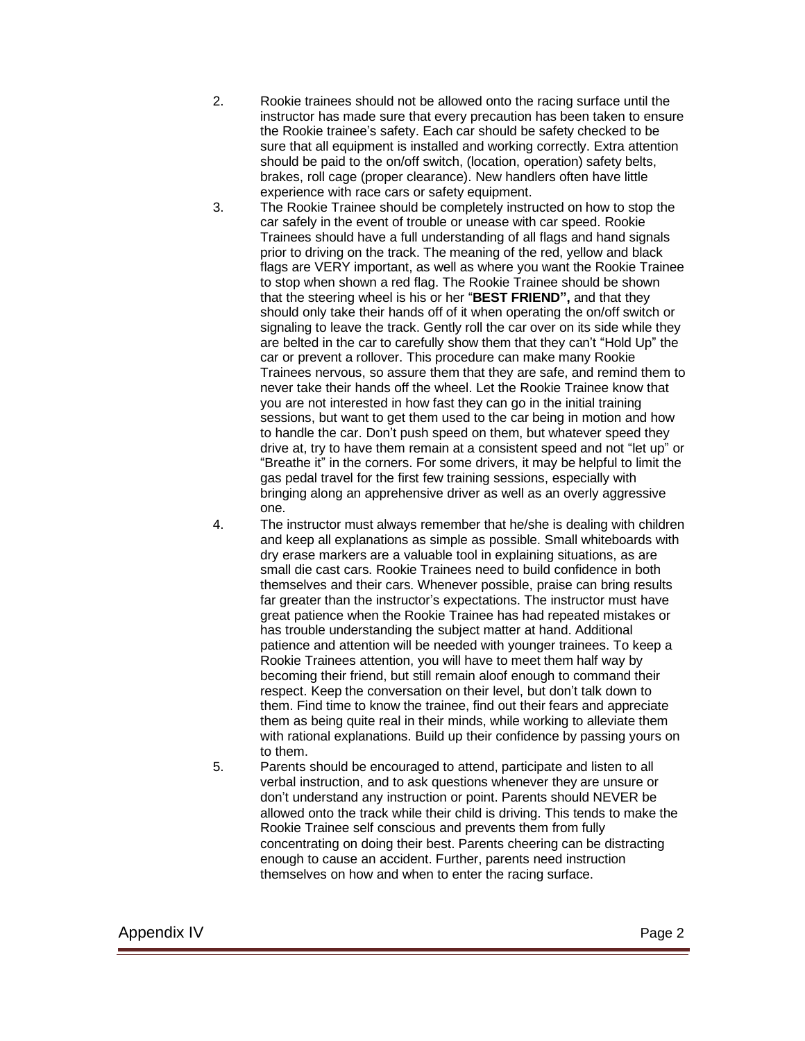2. Rookie trainees should not be allowed onto the racing surface until the instructor has made sure that every precaution has been taken to ensure the Rookie trainee's safety. Each car should be safety checked to be sure that all equipment is installed and working correctly. Extra attention should be paid to the on/off switch, (location, operation) safety belts, brakes, roll cage (proper clearance). New handlers often have little experience with race cars or safety equipment.
3. The Rookie Trainee should be completely instructed on how to stop the car safely in the event of trouble or unease with car speed. Rookie Trainees should have a full understanding of all flags and hand signals prior to driving on the track. The meaning of the red, yellow and black flags are VERY important, as well as where you want the Rookie Trainee to stop when shown a red flag. The Rookie Trainee should be shown that the steering wheel is his or her "**BEST FRIEND",** and that they should only take their hands off of it when operating the on/off switch or signaling to leave the track. Gently roll the car over on its side while they are belted in the car to carefully show them that they can't "Hold Up" the car or prevent a rollover. This procedure can make many Rookie Trainees nervous, so assure them that they are safe, and remind them to never take their hands off the wheel. Let the Rookie Trainee know that you are not interested in how fast they can go in the initial training sessions, but want to get them used to the car being in motion and how to handle the car. Don't push speed on them, but whatever speed they drive at, try to have them remain at a consistent speed and not "let up" or "Breathe it" in the corners. For some drivers, it may be helpful to limit the gas pedal travel for the first few training sessions, especially with bringing along an apprehensive driver as well as an overly aggressive one.
4. The instructor must always remember that he/she is dealing with children and keep all explanations as simple as possible. Small whiteboards with dry erase markers are a valuable tool in explaining situations, as are small die cast cars. Rookie Trainees need to build confidence in both themselves and their cars. Whenever possible, praise can bring results far greater than the instructor's expectations. The instructor must have great patience when the Rookie Trainee has had repeated mistakes or has trouble understanding the subject matter at hand. Additional patience and attention will be needed with younger trainees. To keep a Rookie Trainees attention, you will have to meet them half way by becoming their friend, but still remain aloof enough to command their respect. Keep the conversation on their level, but don't talk down to them. Find time to know the trainee, find out their fears and appreciate them as being quite real in their minds, while working to alleviate them with rational explanations. Build up their confidence by passing yours on to them.
5. Parents should be encouraged to attend, participate and listen to all verbal instruction, and to ask questions whenever they are unsure or don't understand any instruction or point. Parents should NEVER be allowed onto the track while their child is driving. This tends to make the Rookie Trainee self conscious and prevents them from fully concentrating on doing their best. Parents cheering can be distracting enough to cause an accident. Further, parents need instruction themselves on how and when to enter the racing surface.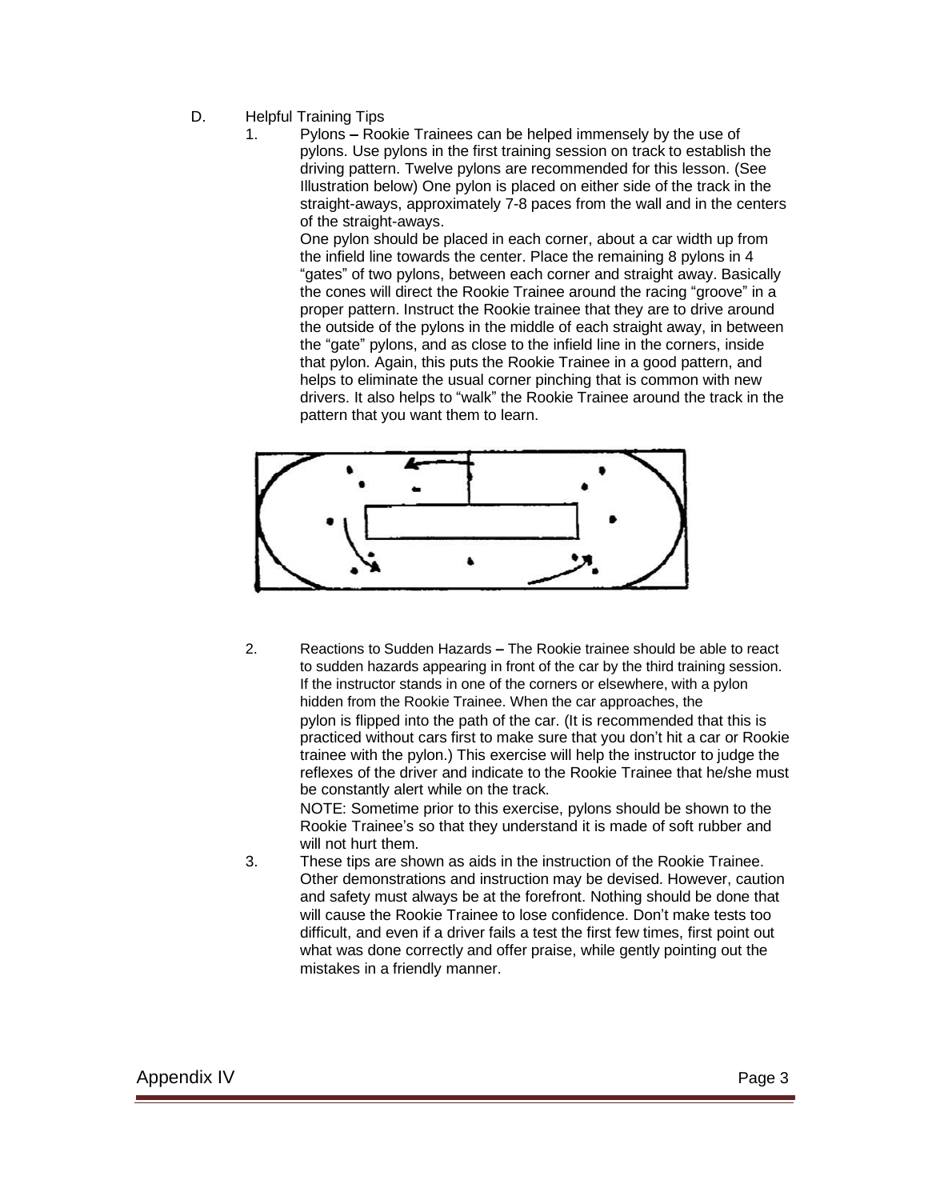D. Helpful Training Tips

1. Pylons – Rookie Trainees can be helped immensely by the use of pylons. Use pylons in the first training session on track to establish the driving pattern. Twelve pylons are recommended for this lesson. (See Illustration below) One pylon is placed on either side of the track in the straight-aways, approximately 7-8 paces from the wall and in the centers of the straight-aways.
   One pylon should be placed in each corner, about a car width up from the infield line towards the center. Place the remaining 8 pylons in 4 "gates" of two pylons, between each corner and straight away. Basically the cones will direct the Rookie Trainee around the racing "groove" in a proper pattern. Instruct the Rookie trainee that they are to drive around the outside of the pylons in the middle of each straight away, in between the "gate" pylons, and as close to the infield line in the corners, inside that pylon. Again, this puts the Rookie Trainee in a good pattern, and helps to eliminate the usual corner pinching that is common with new drivers. It also helps to "walk" the Rookie Trainee around the track in the pattern that you want them to learn.

2. Reactions to Sudden Hazards – The Rookie trainee should be able to react to sudden hazards appearing in front of the car by the third training session. If the instructor stands in one of the corners or elsewhere, with a pylon hidden from the Rookie Trainee. When the car approaches, the pylon is flipped into the path of the car. (It is recommended that this is practiced without cars first to make sure that you don't hit a car or Rookie trainee with the pylon.) This exercise will help the instructor to judge the reflexes of the driver and indicate to the Rookie Trainee that he/she must be constantly alert while on the track.
   NOTE: Sometime prior to this exercise, pylons should be shown to the Rookie Trainee's so that they understand it is made of soft rubber and will not hurt them.

3. These tips are shown as aids in the instruction of the Rookie Trainee. Other demonstrations and instruction may be devised. However, caution and safety must always be at the forefront. Nothing should be done that will cause the Rookie Trainee to lose confidence. Don't make tests too difficult, and even if a driver fails a test the first few times, first point out what was done correctly and offer praise, while gently pointing out the mistakes in a friendly manner.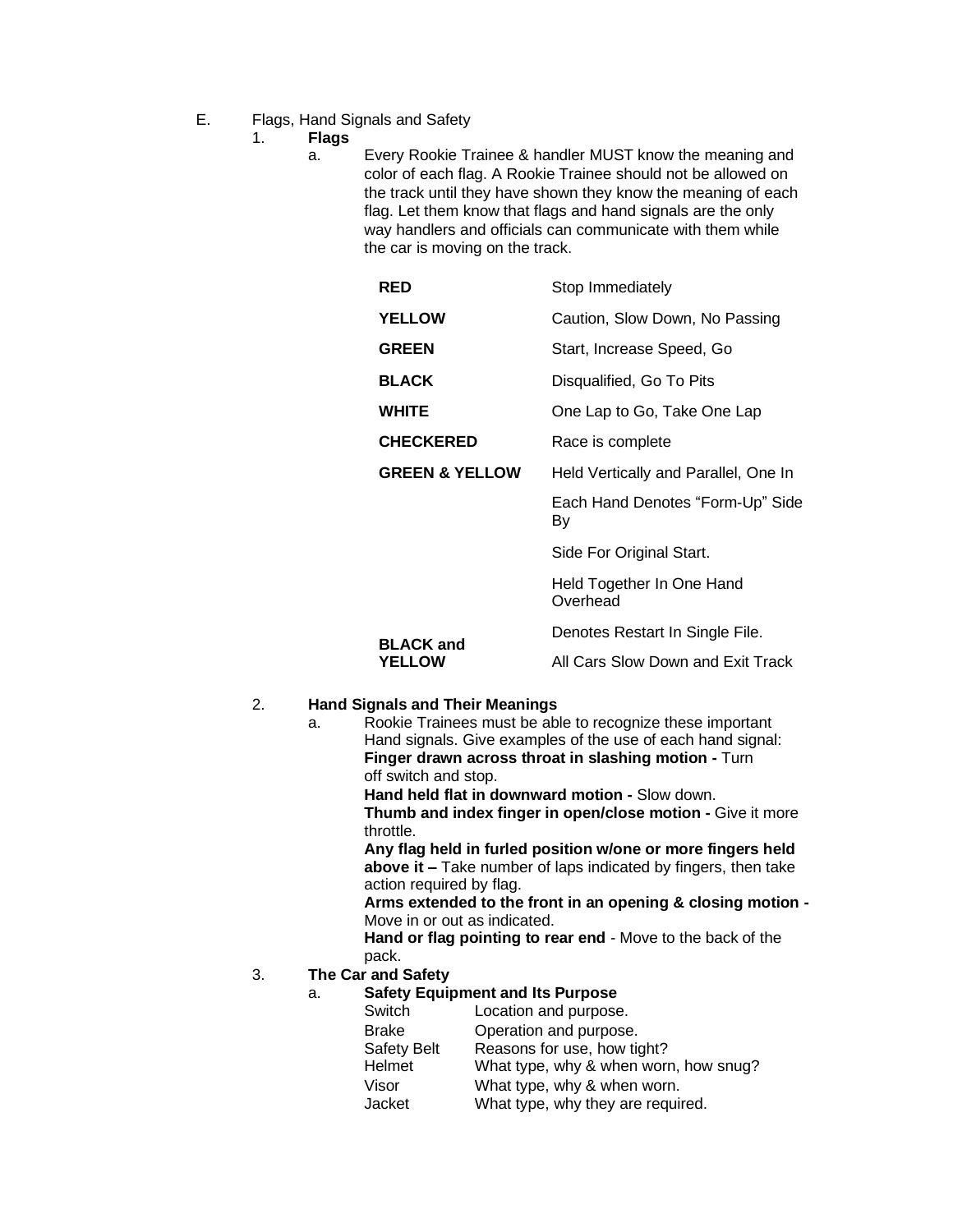E. Flags, Hand Signals and Safety

1. **Flags**

   a. Every Rookie Trainee & handler MUST know the meaning and color of each flag. A Rookie Trainee should not be allowed on the track until they have shown they know the meaning of each flag. Let them know that flags and hand signals are the only way handlers and officials can communicate with them while the car is moving on the track.

| | |
|---|---|
| **RED** | Stop Immediately |
| **YELLOW** | Caution, Slow Down, No Passing |
| **GREEN** | Start, Increase Speed, Go |
| **BLACK** | Disqualified, Go To Pits |
| **WHITE** | One Lap to Go, Take One Lap |
| **CHECKERED** | Race is complete |
| **GREEN & YELLOW** | Held Vertically and Parallel, One In Each Hand Denotes "Form-Up" Side By Side For Original Start. Held Together In One Hand Overhead Denotes Restart In Single File. |
| **BLACK and YELLOW** | All Cars Slow Down and Exit Track |

2. **Hand Signals and Their Meanings**

   a. Rookie Trainees must be able to recognize these important Hand signals. Give examples of the use of each hand signal:
   **Finger drawn across throat in slashing motion -** Turn off switch and stop.
   **Hand held flat in downward motion -** Slow down.
   **Thumb and index finger in open/close motion -** Give it more throttle.
   **Any flag held in furled position w/one or more fingers held above it –** Take number of laps indicated by fingers, then take action required by flag.
   **Arms extended to the front in an opening & closing motion -** Move in or out as indicated.
   **Hand or flag pointing to rear end** - Move to the back of the pack.

3. **The Car and Safety**

   a. **Safety Equipment and Its Purpose**

| | |
|---|---|
| Switch | Location and purpose. |
| Brake | Operation and purpose. |
| Safety Belt | Reasons for use, how tight? |
| Helmet | What type, why & when worn, how snug? |
| Visor | What type, why & when worn. |
| Jacket | What type, why they are required. |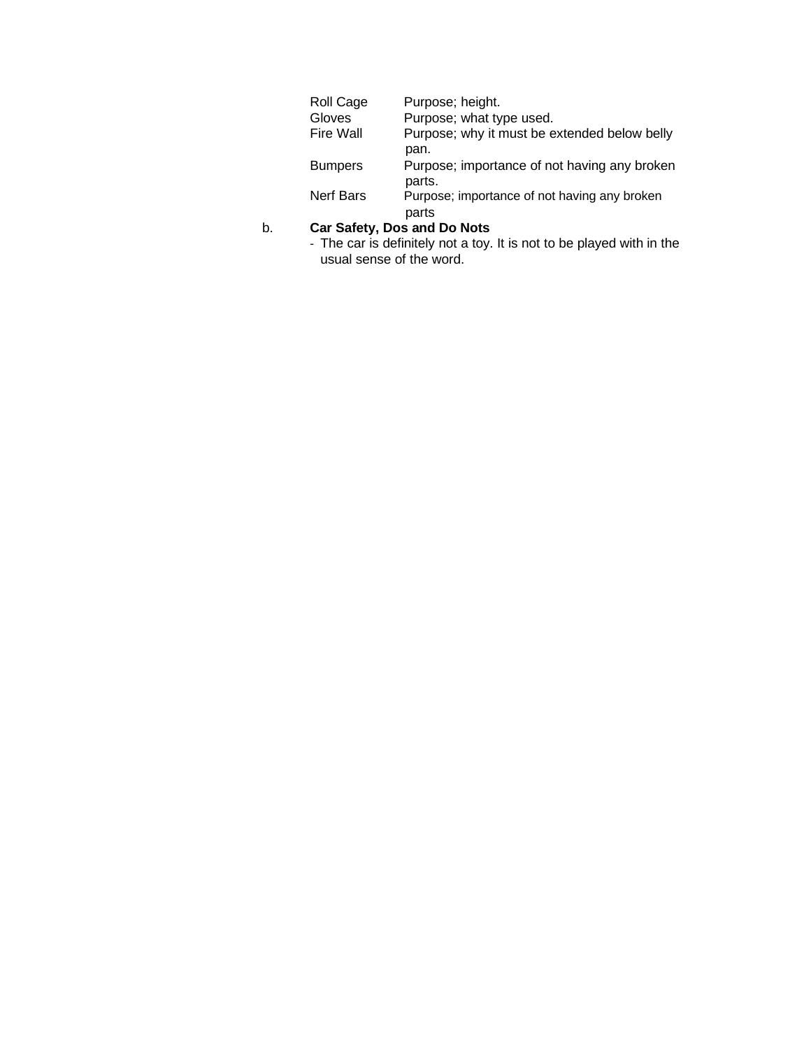| | |
|---|---|
| Roll Cage | Purpose; height. |
| Gloves | Purpose; what type used. |
| Fire Wall | Purpose; why it must be extended below belly pan. |
| Bumpers | Purpose; importance of not having any broken parts. |
| Nerf Bars | Purpose; importance of not having any broken parts |

b. **Car Safety, Dos and Do Nots**

- The car is definitely not a toy. It is not to be played with in the usual sense of the word.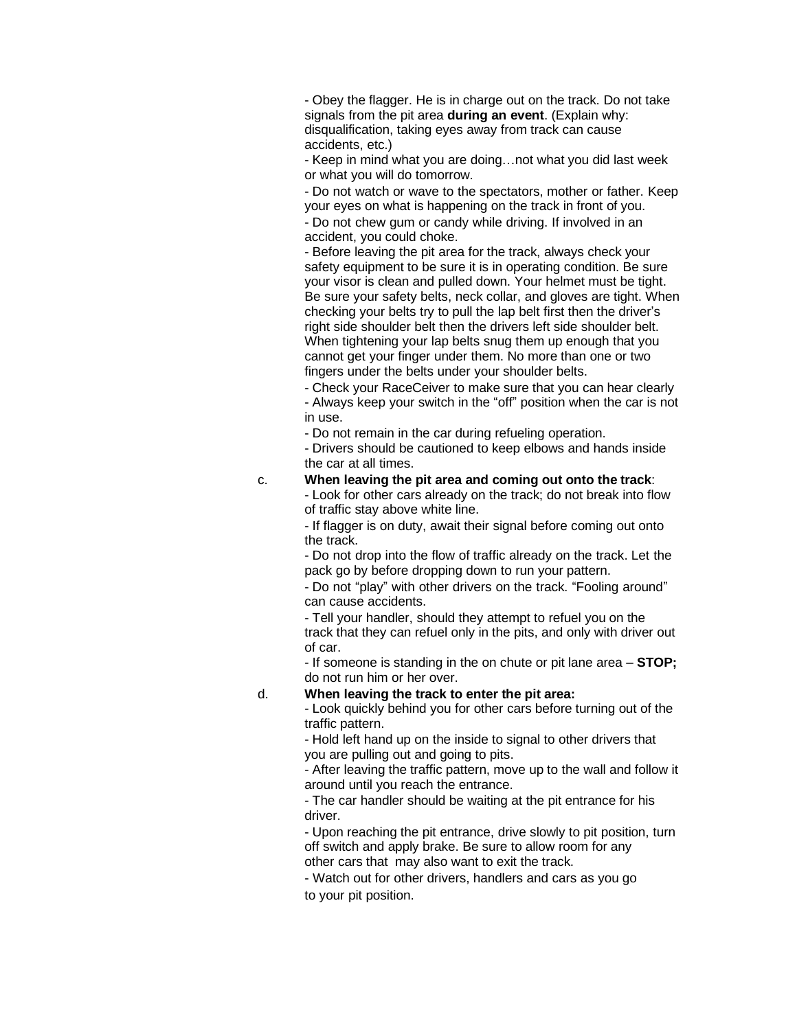- Obey the flagger. He is in charge out on the track. Do not take signals from the pit area **during an event**. (Explain why: disqualification, taking eyes away from track can cause accidents, etc.)

- Keep in mind what you are doing…not what you did last week or what you will do tomorrow.

- Do not watch or wave to the spectators, mother or father. Keep your eyes on what is happening on the track in front of you.

- Do not chew gum or candy while driving. If involved in an accident, you could choke.

- Before leaving the pit area for the track, always check your safety equipment to be sure it is in operating condition. Be sure your visor is clean and pulled down. Your helmet must be tight. Be sure your safety belts, neck collar, and gloves are tight. When checking your belts try to pull the lap belt first then the driver's right side shoulder belt then the drivers left side shoulder belt. When tightening your lap belts snug them up enough that you cannot get your finger under them. No more than one or two fingers under the belts under your shoulder belts.

- Check your RaceCeiver to make sure that you can hear clearly

- Always keep your switch in the "off" position when the car is not in use.

- Do not remain in the car during refueling operation.

- Drivers should be cautioned to keep elbows and hands inside the car at all times.

c. **When leaving the pit area and coming out onto the track**:

- Look for other cars already on the track; do not break into flow of traffic stay above white line.

- If flagger is on duty, await their signal before coming out onto the track.

- Do not drop into the flow of traffic already on the track. Let the pack go by before dropping down to run your pattern.

- Do not "play" with other drivers on the track. "Fooling around" can cause accidents.

- Tell your handler, should they attempt to refuel you on the track that they can refuel only in the pits, and only with driver out of car.

- If someone is standing in the on chute or pit lane area – **STOP;** do not run him or her over.

d. **When leaving the track to enter the pit area:**

- Look quickly behind you for other cars before turning out of the traffic pattern.

- Hold left hand up on the inside to signal to other drivers that you are pulling out and going to pits.

- After leaving the traffic pattern, move up to the wall and follow it around until you reach the entrance.

- The car handler should be waiting at the pit entrance for his driver.

- Upon reaching the pit entrance, drive slowly to pit position, turn off switch and apply brake. Be sure to allow room for any other cars that may also want to exit the track.

- Watch out for other drivers, handlers and cars as you go to your pit position.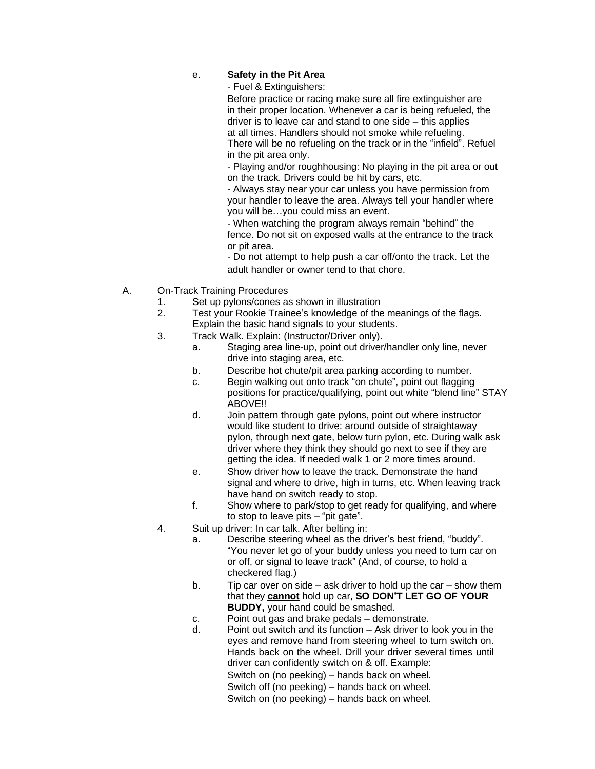e. **Safety in the Pit Area**

- Fuel & Extinguishers:

Before practice or racing make sure all fire extinguisher are in their proper location. Whenever a car is being refueled, the driver is to leave car and stand to one side – this applies at all times. Handlers should not smoke while refueling. There will be no refueling on the track or in the "infield". Refuel in the pit area only.

- Playing and/or roughhousing: No playing in the pit area or out on the track. Drivers could be hit by cars, etc.
- Always stay near your car unless you have permission from your handler to leave the area. Always tell your handler where you will be…you could miss an event.
- When watching the program always remain "behind" the fence. Do not sit on exposed walls at the entrance to the track or pit area.
- Do not attempt to help push a car off/onto the track. Let the adult handler or owner tend to that chore.

A. On-Track Training Procedures

1. Set up pylons/cones as shown in illustration
2. Test your Rookie Trainee's knowledge of the meanings of the flags. Explain the basic hand signals to your students.
3. Track Walk. Explain: (Instructor/Driver only).
   a. Staging area line-up, point out driver/handler only line, never drive into staging area, etc.
   b. Describe hot chute/pit area parking according to number.
   c. Begin walking out onto track "on chute", point out flagging positions for practice/qualifying, point out white "blend line" STAY ABOVE!!
   d. Join pattern through gate pylons, point out where instructor would like student to drive: around outside of straightaway pylon, through next gate, below turn pylon, etc. During walk ask driver where they think they should go next to see if they are getting the idea. If needed walk 1 or 2 more times around.
   e. Show driver how to leave the track. Demonstrate the hand signal and where to drive, high in turns, etc. When leaving track have hand on switch ready to stop.
   f. Show where to park/stop to get ready for qualifying, and where to stop to leave pits – "pit gate".
4. Suit up driver: In car talk. After belting in:
   a. Describe steering wheel as the driver's best friend, "buddy". "You never let go of your buddy unless you need to turn car on or off, or signal to leave track" (And, of course, to hold a checkered flag.)
   b. Tip car over on side – ask driver to hold up the car – show them that they **cannot** hold up car, **SO DON'T LET GO OF YOUR BUDDY,** your hand could be smashed.
   c. Point out gas and brake pedals – demonstrate.
   d. Point out switch and its function – Ask driver to look you in the eyes and remove hand from steering wheel to turn switch on. Hands back on the wheel. Drill your driver several times until driver can confidently switch on & off. Example:

      Switch on (no peeking) – hands back on wheel.
      Switch off (no peeking) – hands back on wheel.
      Switch on (no peeking) – hands back on wheel.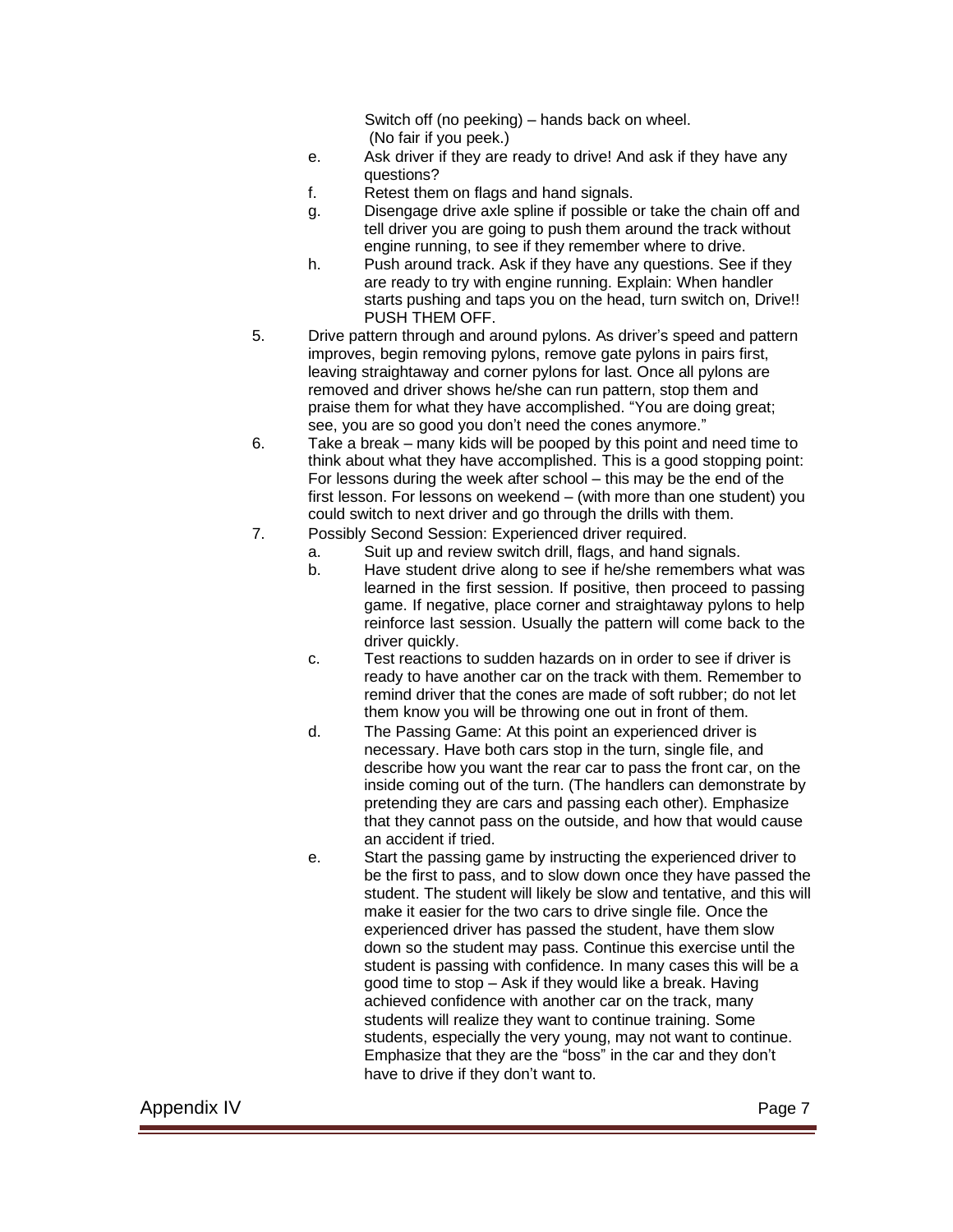Switch off (no peeking) – hands back on wheel.
(No fair if you peek.)

e. Ask driver if they are ready to drive! And ask if they have any questions?
f. Retest them on flags and hand signals.
g. Disengage drive axle spline if possible or take the chain off and tell driver you are going to push them around the track without engine running, to see if they remember where to drive.
h. Push around track. Ask if they have any questions. See if they are ready to try with engine running. Explain: When handler starts pushing and taps you on the head, turn switch on, Drive!! PUSH THEM OFF.

5. Drive pattern through and around pylons. As driver's speed and pattern improves, begin removing pylons, remove gate pylons in pairs first, leaving straightaway and corner pylons for last. Once all pylons are removed and driver shows he/she can run pattern, stop them and praise them for what they have accomplished. "You are doing great; see, you are so good you don't need the cones anymore."
6. Take a break – many kids will be pooped by this point and need time to think about what they have accomplished. This is a good stopping point: For lessons during the week after school – this may be the end of the first lesson. For lessons on weekend – (with more than one student) you could switch to next driver and go through the drills with them.
7. Possibly Second Session: Experienced driver required.
   a. Suit up and review switch drill, flags, and hand signals.
   b. Have student drive along to see if he/she remembers what was learned in the first session. If positive, then proceed to passing game. If negative, place corner and straightaway pylons to help reinforce last session. Usually the pattern will come back to the driver quickly.
   c. Test reactions to sudden hazards on in order to see if driver is ready to have another car on the track with them. Remember to remind driver that the cones are made of soft rubber; do not let them know you will be throwing one out in front of them.
   d. The Passing Game: At this point an experienced driver is necessary. Have both cars stop in the turn, single file, and describe how you want the rear car to pass the front car, on the inside coming out of the turn. (The handlers can demonstrate by pretending they are cars and passing each other). Emphasize that they cannot pass on the outside, and how that would cause an accident if tried.
   e. Start the passing game by instructing the experienced driver to be the first to pass, and to slow down once they have passed the student. The student will likely be slow and tentative, and this will make it easier for the two cars to drive single file. Once the experienced driver has passed the student, have them slow down so the student may pass. Continue this exercise until the student is passing with confidence. In many cases this will be a good time to stop – Ask if they would like a break. Having achieved confidence with another car on the track, many students will realize they want to continue training. Some students, especially the very young, may not want to continue. Emphasize that they are the "boss" in the car and they don't have to drive if they don't want to.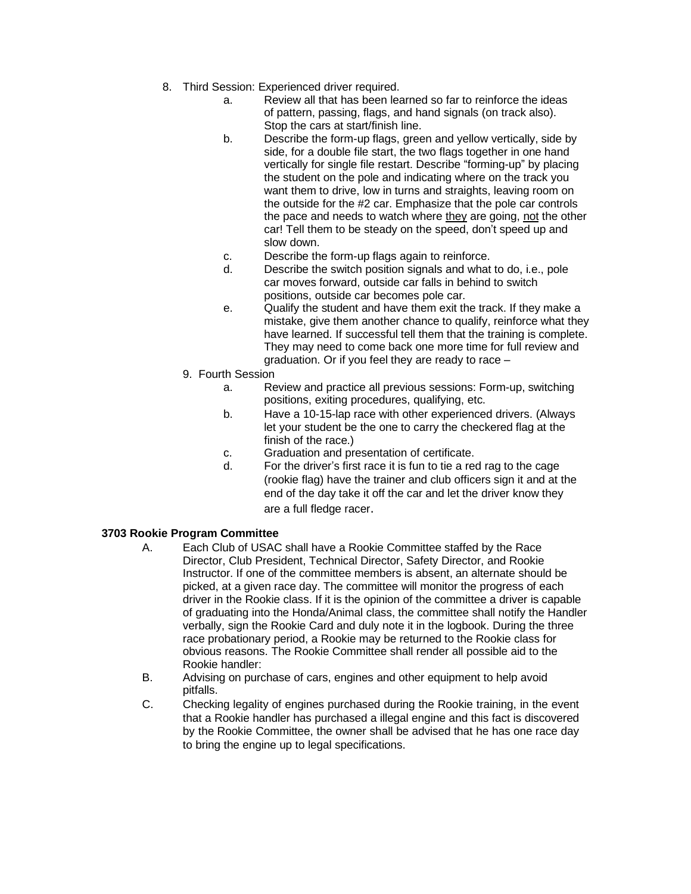8. Third Session: Experienced driver required.
    a. Review all that has been learned so far to reinforce the ideas of pattern, passing, flags, and hand signals (on track also). Stop the cars at start/finish line.
    b. Describe the form-up flags, green and yellow vertically, side by side, for a double file start, the two flags together in one hand vertically for single file restart. Describe "forming-up" by placing the student on the pole and indicating where on the track you want them to drive, low in turns and straights, leaving room on the outside for the #2 car. Emphasize that the pole car controls the pace and needs to watch where <u>they</u> are going, <u>not</u> the other car! Tell them to be steady on the speed, don't speed up and slow down.
    c. Describe the form-up flags again to reinforce.
    d. Describe the switch position signals and what to do, i.e., pole car moves forward, outside car falls in behind to switch positions, outside car becomes pole car.
    e. Qualify the student and have them exit the track. If they make a mistake, give them another chance to qualify, reinforce what they have learned. If successful tell them that the training is complete. They may need to come back one more time for full review and graduation. Or if you feel they are ready to race –
9. Fourth Session
    a. Review and practice all previous sessions: Form-up, switching positions, exiting procedures, qualifying, etc.
    b. Have a 10-15-lap race with other experienced drivers. (Always let your student be the one to carry the checkered flag at the finish of the race.)
    c. Graduation and presentation of certificate.
    d. For the driver's first race it is fun to tie a red rag to the cage (rookie flag) have the trainer and club officers sign it and at the end of the day take it off the car and let the driver know they are a full fledge racer.

**3703 Rookie Program Committee**

A. Each Club of USAC shall have a Rookie Committee staffed by the Race Director, Club President, Technical Director, Safety Director, and Rookie Instructor. If one of the committee members is absent, an alternate should be picked, at a given race day. The committee will monitor the progress of each driver in the Rookie class. If it is the opinion of the committee a driver is capable of graduating into the Honda/Animal class, the committee shall notify the Handler verbally, sign the Rookie Card and duly note it in the logbook. During the three race probationary period, a Rookie may be returned to the Rookie class for obvious reasons. The Rookie Committee shall render all possible aid to the Rookie handler:

B. Advising on purchase of cars, engines and other equipment to help avoid pitfalls.

C. Checking legality of engines purchased during the Rookie training, in the event that a Rookie handler has purchased a illegal engine and this fact is discovered by the Rookie Committee, the owner shall be advised that he has one race day to bring the engine up to legal specifications.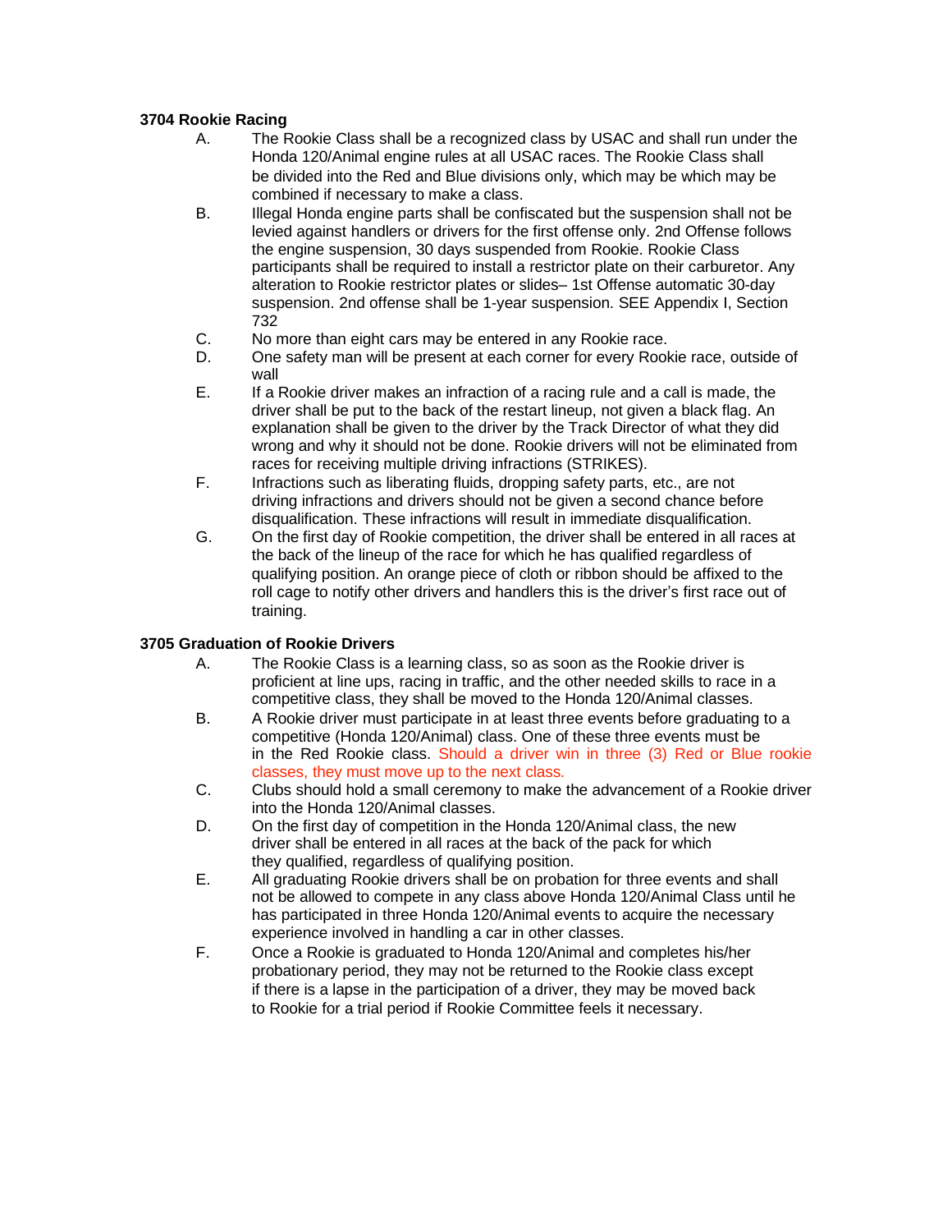**3704 Rookie Racing**

A. The Rookie Class shall be a recognized class by USAC and shall run under the Honda 120/Animal engine rules at all USAC races. The Rookie Class shall be divided into the Red and Blue divisions only, which may be which may be combined if necessary to make a class.

B. Illegal Honda engine parts shall be confiscated but the suspension shall not be levied against handlers or drivers for the first offense only. 2nd Offense follows the engine suspension, 30 days suspended from Rookie. Rookie Class participants shall be required to install a restrictor plate on their carburetor. Any alteration to Rookie restrictor plates or slides– 1st Offense automatic 30-day suspension. 2nd offense shall be 1-year suspension. SEE Appendix I, Section 732

C. No more than eight cars may be entered in any Rookie race.

D. One safety man will be present at each corner for every Rookie race, outside of wall

E. If a Rookie driver makes an infraction of a racing rule and a call is made, the driver shall be put to the back of the restart lineup, not given a black flag. An explanation shall be given to the driver by the Track Director of what they did wrong and why it should not be done. Rookie drivers will not be eliminated from races for receiving multiple driving infractions (STRIKES).

F. Infractions such as liberating fluids, dropping safety parts, etc., are not driving infractions and drivers should not be given a second chance before disqualification. These infractions will result in immediate disqualification.

G. On the first day of Rookie competition, the driver shall be entered in all races at the back of the lineup of the race for which he has qualified regardless of qualifying position. An orange piece of cloth or ribbon should be affixed to the roll cage to notify other drivers and handlers this is the driver's first race out of training.

**3705 Graduation of Rookie Drivers**

A. The Rookie Class is a learning class, so as soon as the Rookie driver is proficient at line ups, racing in traffic, and the other needed skills to race in a competitive class, they shall be moved to the Honda 120/Animal classes.

B. A Rookie driver must participate in at least three events before graduating to a competitive (Honda 120/Animal) class. One of these three events must be in the Red Rookie class. Should a driver win in three (3) Red or Blue rookie classes, they must move up to the next class.

C. Clubs should hold a small ceremony to make the advancement of a Rookie driver into the Honda 120/Animal classes.

D. On the first day of competition in the Honda 120/Animal class, the new driver shall be entered in all races at the back of the pack for which they qualified, regardless of qualifying position.

E. All graduating Rookie drivers shall be on probation for three events and shall not be allowed to compete in any class above Honda 120/Animal Class until he has participated in three Honda 120/Animal events to acquire the necessary experience involved in handling a car in other classes.

F. Once a Rookie is graduated to Honda 120/Animal and completes his/her probationary period, they may not be returned to the Rookie class except if there is a lapse in the participation of a driver, they may be moved back to Rookie for a trial period if Rookie Committee feels it necessary.